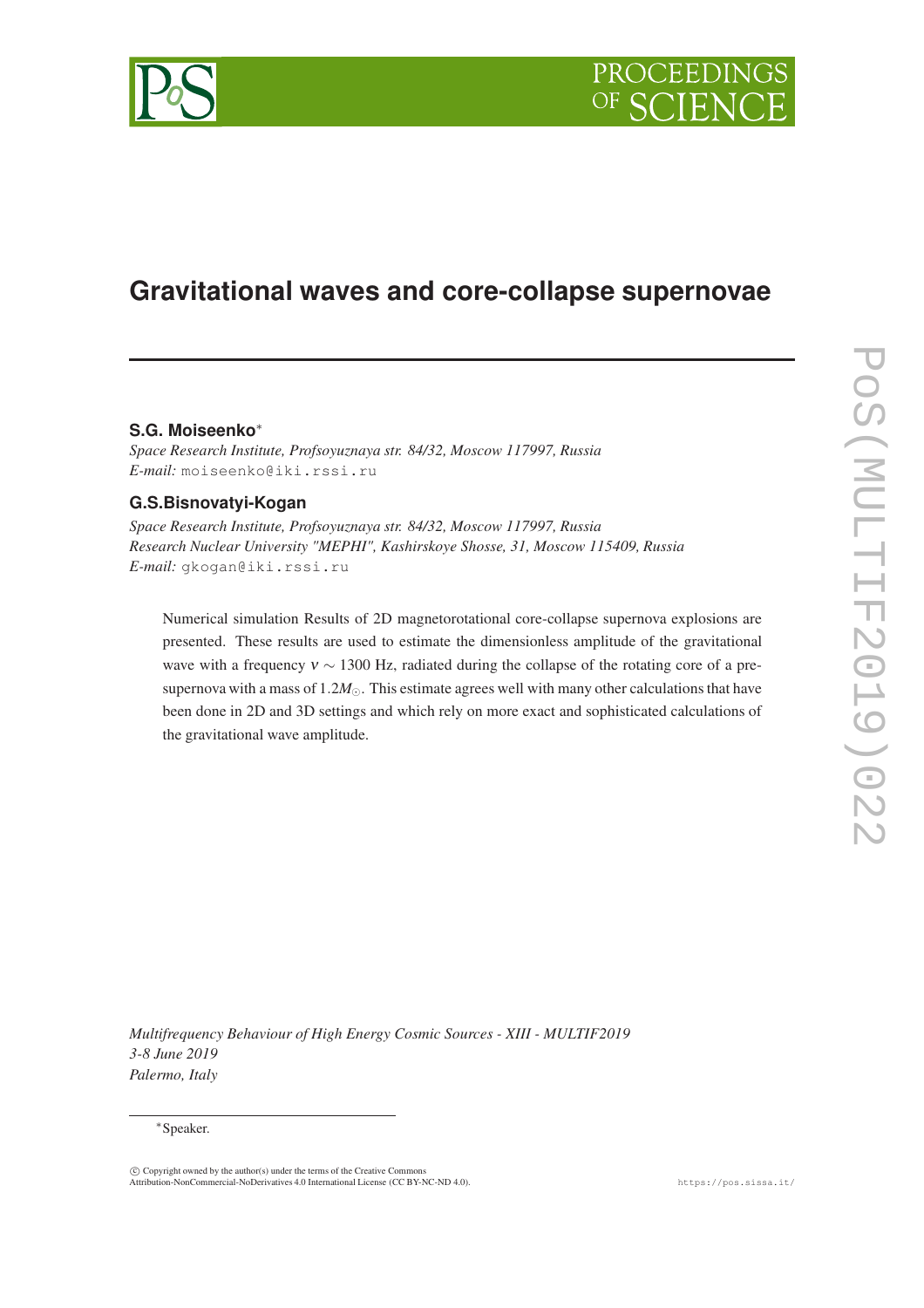# Gravitational waves and core-collapse supernovae

**S.G. Moiseenko**[*]
*Space Research Institute, Profsoyuznaya str. 84/32, Moscow 117997, Russia*
*E-mail:* moiseenko@iki.rssi.ru

**G.S.Bisnovatyi-Kogan**
*Space Research Institute, Profsoyuznaya str. 84/32, Moscow 117997, Russia*
*Research Nuclear University "MEPHI", Kashirskoye Shosse, 31, Moscow 115409, Russia*
*E-mail:* gkogan@iki.rssi.ru

Numerical simulation Results of 2D magnetorotational core-collapse supernova explosions are presented. These results are used to estimate the dimensionless amplitude of the gravitational wave with a frequency $\nu \sim 1300$ Hz, radiated during the collapse of the rotating core of a pre-supernova with a mass of $1.2M_{\odot}$. This estimate agrees well with many other calculations that have been done in 2D and 3D settings and which rely on more exact and sophisticated calculations of the gravitational wave amplitude.

*Multifrequency Behaviour of High Energy Cosmic Sources - XIII - MULTIF2019*
*3-8 June 2019*
*Palermo, Italy*

[*] Speaker.

© Copyright owned by the author(s) under the terms of the Creative Commons Attribution-NonCommercial-NoDerivatives 4.0 International License (CC BY-NC-ND 4.0).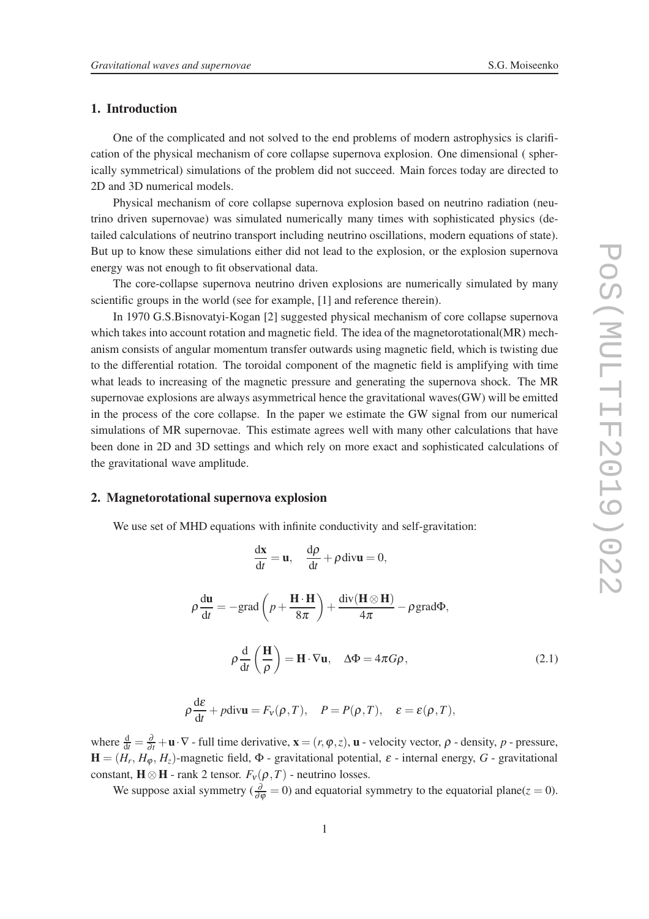## 1. Introduction

One of the complicated and not solved to the end problems of modern astrophysics is clarification of the physical mechanism of core collapse supernova explosion. One dimensional ( spherically symmetrical) simulations of the problem did not succeed. Main forces today are directed to 2D and 3D numerical models.

Physical mechanism of core collapse supernova explosion based on neutrino radiation (neutrino driven supernovae) was simulated numerically many times with sophisticated physics (detailed calculations of neutrino transport including neutrino oscillations, modern equations of state). But up to know these simulations either did not lead to the explosion, or the explosion supernova energy was not enough to fit observational data.

The core-collapse supernova neutrino driven explosions are numerically simulated by many scientific groups in the world (see for example, [1] and reference therein).

In 1970 G.S.Bisnovatyi-Kogan [2] suggested physical mechanism of core collapse supernova which takes into account rotation and magnetic field. The idea of the magnetorotational(MR) mechanism consists of angular momentum transfer outwards using magnetic field, which is twisting due to the differential rotation. The toroidal component of the magnetic field is amplifying with time what leads to increasing of the magnetic pressure and generating the supernova shock. The MR supernovae explosions are always asymmetrical hence the gravitational waves(GW) will be emitted in the process of the core collapse. In the paper we estimate the GW signal from our numerical simulations of MR supernovae. This estimate agrees well with many other calculations that have been done in 2D and 3D settings and which rely on more exact and sophisticated calculations of the gravitational wave amplitude.

## 2. Magnetorotational supernova explosion

We use set of MHD equations with infinite conductivity and self-gravitation:

$$\frac{\mathrm{d}\mathbf{x}}{\mathrm{d}t} = \mathbf{u}, \quad \frac{\mathrm{d}\rho}{\mathrm{d}t} + \rho \operatorname{div}\mathbf{u} = 0,$$

$$\rho \frac{\mathrm{d}\mathbf{u}}{\mathrm{d}t} = -\operatorname{grad}\left(p + \frac{\mathbf{H}\cdot\mathbf{H}}{8\pi}\right) + \frac{\operatorname{div}(\mathbf{H}\otimes\mathbf{H})}{4\pi} - \rho \operatorname{grad}\Phi,$$

$$\rho \frac{\mathrm{d}}{\mathrm{d}t}\left(\frac{\mathbf{H}}{\rho}\right) = \mathbf{H}\cdot\nabla\mathbf{u}, \quad \Delta\Phi = 4\pi G\rho, \tag{2.1}$$

$$\rho \frac{\mathrm{d}\varepsilon}{\mathrm{d}t} + p \operatorname{div}\mathbf{u} = F_\nu(\rho, T), \quad P = P(\rho, T), \quad \varepsilon = \varepsilon(\rho, T),$$

where $\frac{\mathrm{d}}{\mathrm{d}t} = \frac{\partial}{\partial t} + \mathbf{u}\cdot\nabla$ - full time derivative, $\mathbf{x} = (r, \varphi, z)$, $\mathbf{u}$ - velocity vector, $\rho$ - density, $p$ - pressure, $\mathbf{H} = (H_r, H_\varphi, H_z)$-magnetic field, $\Phi$ - gravitational potential, $\varepsilon$ - internal energy, $G$ - gravitational constant, $\mathbf{H}\otimes\mathbf{H}$ - rank 2 tensor. $F_\nu(\rho, T)$ - neutrino losses.

We suppose axial symmetry ($\frac{\partial}{\partial\varphi} = 0$) and equatorial symmetry to the equatorial plane($z = 0$).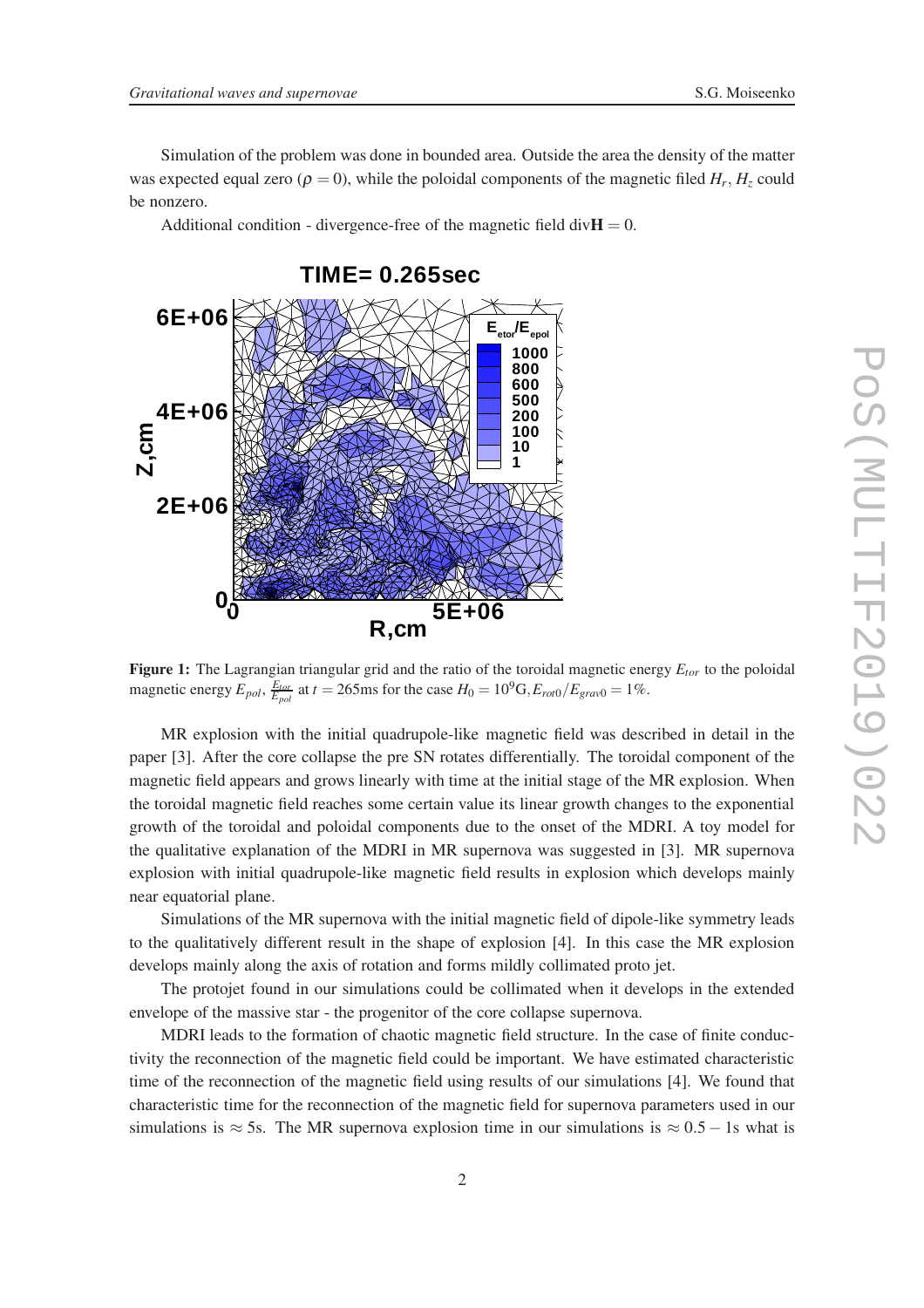Simulation of the problem was done in bounded area. Outside the area the density of the matter was expected equal zero ($\rho = 0$), while the poloidal components of the magnetic filed $H_r$, $H_z$ could be nonzero.

Additional condition - divergence-free of the magnetic field $\mathrm{div}\mathbf{H} = 0$.

**Figure 1:** The Lagrangian triangular grid and the ratio of the toroidal magnetic energy $E_{tor}$ to the poloidal magnetic energy $E_{pol}$, $\frac{E_{tor}}{E_{pol}}$ at $t = 265$ms for the case $H_0 = 10^9$G$, E_{rot0}/E_{grav0} = 1\%$.

MR explosion with the initial quadrupole-like magnetic field was described in detail in the paper [3]. After the core collapse the pre SN rotates differentially. The toroidal component of the magnetic field appears and grows linearly with time at the initial stage of the MR explosion. When the toroidal magnetic field reaches some certain value its linear growth changes to the exponential growth of the toroidal and poloidal components due to the onset of the MDRI. A toy model for the qualitative explanation of the MDRI in MR supernova was suggested in [3]. MR supernova explosion with initial quadrupole-like magnetic field results in explosion which develops mainly near equatorial plane.

Simulations of the MR supernova with the initial magnetic field of dipole-like symmetry leads to the qualitatively different result in the shape of explosion [4]. In this case the MR explosion develops mainly along the axis of rotation and forms mildly collimated proto jet.

The protojet found in our simulations could be collimated when it develops in the extended envelope of the massive star - the progenitor of the core collapse supernova.

MDRI leads to the formation of chaotic magnetic field structure. In the case of finite conductivity the reconnection of the magnetic field could be important. We have estimated characteristic time of the reconnection of the magnetic field using results of our simulations [4]. We found that characteristic time for the reconnection of the magnetic field for supernova parameters used in our simulations is $\approx 5$s. The MR supernova explosion time in our simulations is $\approx 0.5-1$s what is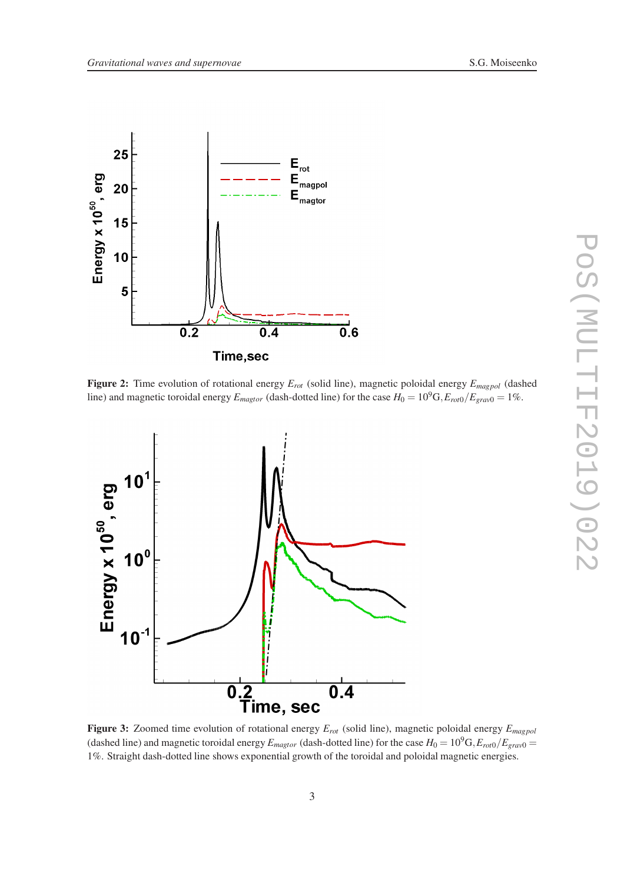**Figure 2:** Time evolution of rotational energy $E_{rot}$ (solid line), magnetic poloidal energy $E_{magpol}$ (dashed line) and magnetic toroidal energy $E_{magtor}$ (dash-dotted line) for the case $H_0 = 10^9$G, $E_{rot0}/E_{grav0} = 1\%$.

**Figure 3:** Zoomed time evolution of rotational energy $E_{rot}$ (solid line), magnetic poloidal energy $E_{magpol}$ (dashed line) and magnetic toroidal energy $E_{magtor}$ (dash-dotted line) for the case $H_0 = 10^9$G, $E_{rot0}/E_{grav0} = 1\%$. Straight dash-dotted line shows exponential growth of the toroidal and poloidal magnetic energies.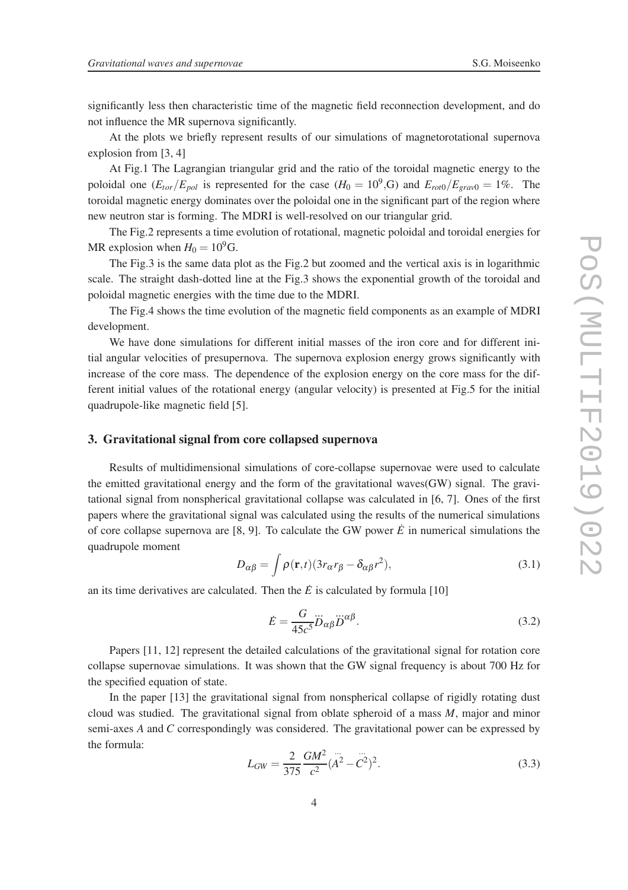significantly less then characteristic time of the magnetic field reconnection development, and do not influence the MR supernova significantly.

At the plots we briefly represent results of our simulations of magnetorotational supernova explosion from [3, 4]

At Fig.1 The Lagrangian triangular grid and the ratio of the toroidal magnetic energy to the poloidal one ($E_{tor}/E_{pol}$ is represented for the case ($H_0 = 10^9$,G) and $E_{rot0}/E_{grav0} = 1\%$. The toroidal magnetic energy dominates over the poloidal one in the significant part of the region where new neutron star is forming. The MDRI is well-resolved on our triangular grid.

The Fig.2 represents a time evolution of rotational, magnetic poloidal and toroidal energies for MR explosion when $H_0 = 10^9$G.

The Fig.3 is the same data plot as the Fig.2 but zoomed and the vertical axis is in logarithmic scale. The straight dash-dotted line at the Fig.3 shows the exponential growth of the toroidal and poloidal magnetic energies with the time due to the MDRI.

The Fig.4 shows the time evolution of the magnetic field components as an example of MDRI development.

We have done simulations for different initial masses of the iron core and for different initial angular velocities of presupernova. The supernova explosion energy grows significantly with increase of the core mass. The dependence of the explosion energy on the core mass for the different initial values of the rotational energy (angular velocity) is presented at Fig.5 for the initial quadrupole-like magnetic field [5].

## 3. Gravitational signal from core collapsed supernova

Results of multidimensional simulations of core-collapse supernovae were used to calculate the emitted gravitational energy and the form of the gravitational waves(GW) signal. The gravitational signal from nonspherical gravitational collapse was calculated in [6, 7]. Ones of the first papers where the gravitational signal was calculated using the results of the numerical simulations of core collapse supernova are [8, 9]. To calculate the GW power $\dot{E}$ in numerical simulations the quadrupole moment

$$D_{\alpha\beta} = \int \rho(\mathbf{r},t)(3r_\alpha r_\beta - \delta_{\alpha\beta}r^2), \tag{3.1}$$

an its time derivatives are calculated. Then the $\dot{E}$ is calculated by formula [10]

$$\dot{E} = \frac{G}{45c^5}\dddot{D}_{\alpha\beta}\dddot{D}^{\alpha\beta}. \tag{3.2}$$

Papers [11, 12] represent the detailed calculations of the gravitational signal for rotation core collapse supernovae simulations. It was shown that the GW signal frequency is about 700 Hz for the specified equation of state.

In the paper [13] the gravitational signal from nonspherical collapse of rigidly rotating dust cloud was studied. The gravitational signal from oblate spheroid of a mass $M$, major and minor semi-axes $A$ and $C$ correspondingly was considered. The gravitational power can be expressed by the formula:

$$L_{GW} = \frac{2}{375}\frac{GM^2}{c^2}(\dddot{A^2} - \dddot{C^2})^2. \tag{3.3}$$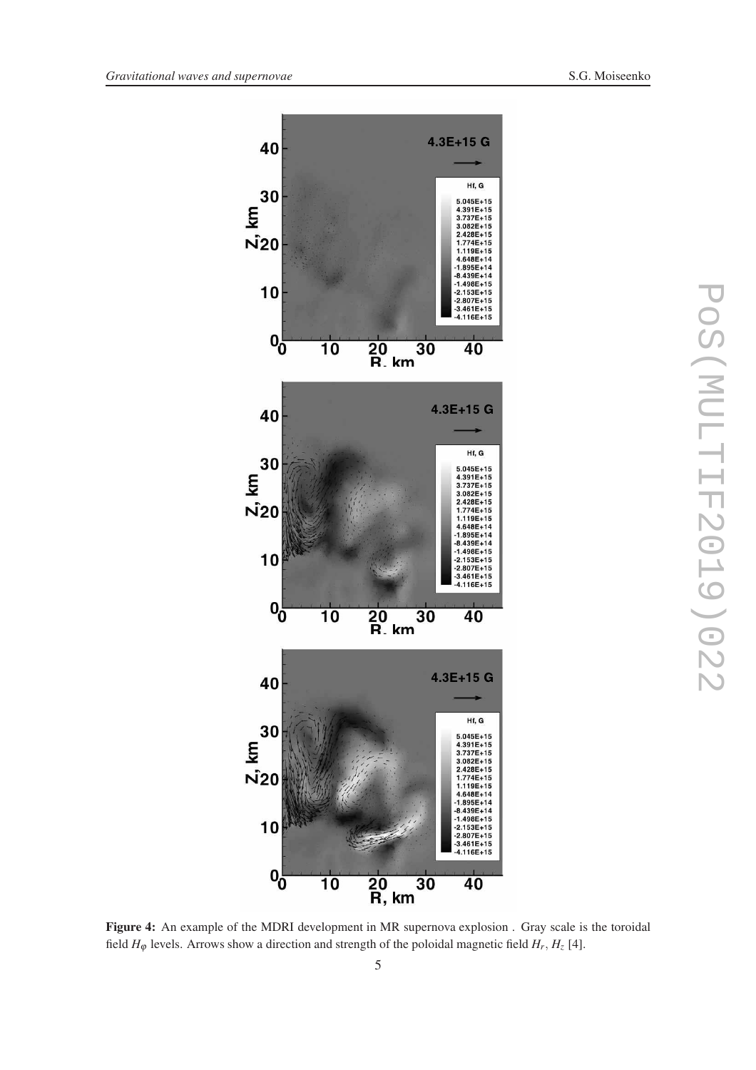**Figure 4:** An example of the MDRI development in MR supernova explosion . Gray scale is the toroidal field $H_\varphi$ levels. Arrows show a direction and strength of the poloidal magnetic field $H_r$, $H_z$ [4].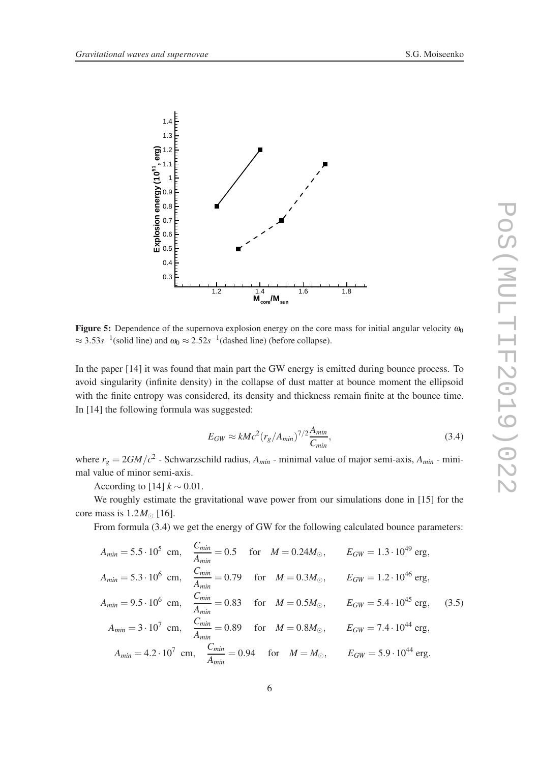**Figure 5:** Dependence of the supernova explosion energy on the core mass for initial angular velocity $\omega_0 \approx 3.53 s^{-1}$(solid line) and $\omega_0 \approx 2.52 s^{-1}$(dashed line) (before collapse).

In the paper [14] it was found that main part the GW energy is emitted during bounce process. To avoid singularity (infinite density) in the collapse of dust matter at bounce moment the ellipsoid with the finite entropy was considered, its density and thickness remain finite at the bounce time. In [14] the following formula was suggested:

$$E_{GW} \approx kMc^2(r_g/A_{min})^{7/2}\frac{A_{min}}{C_{min}}, \tag{3.4}$$

where $r_g = 2GM/c^2$ - Schwarzschild radius, $A_{min}$ - minimal value of major semi-axis, $A_{min}$ - minimal value of minor semi-axis.

According to [14] $k \sim 0.01$.

We roughly estimate the gravitational wave power from our simulations done in [15] for the core mass is $1.2 M_\odot$ [16].

From formula (3.4) we get the energy of GW for the following calculated bounce parameters:

$$\begin{aligned}
A_{min} = 5.5\cdot 10^5 \text{ cm}, \quad \frac{C_{min}}{A_{min}} = 0.5 \quad \text{for} \quad M = 0.24 M_\odot, \qquad E_{GW} = 1.3\cdot 10^{49} \text{ erg},\\
A_{min} = 5.3\cdot 10^6 \text{ cm}, \quad \frac{C_{min}}{A_{min}} = 0.79 \quad \text{for} \quad M = 0.3 M_\odot, \qquad E_{GW} = 1.2\cdot 10^{46} \text{ erg},\\
A_{min} = 9.5\cdot 10^6 \text{ cm}, \quad \frac{C_{min}}{A_{min}} = 0.83 \quad \text{for} \quad M = 0.5 M_\odot, \qquad E_{GW} = 5.4\cdot 10^{45} \text{ erg},\\
A_{min} = 3\cdot 10^7 \text{ cm}, \quad \frac{C_{min}}{A_{min}} = 0.89 \quad \text{for} \quad M = 0.8 M_\odot, \qquad E_{GW} = 7.4\cdot 10^{44} \text{ erg},\\
A_{min} = 4.2\cdot 10^7 \text{ cm}, \quad \frac{C_{min}}{A_{min}} = 0.94 \quad \text{for} \quad M = M_\odot, \qquad E_{GW} = 5.9\cdot 10^{44} \text{ erg}.
\end{aligned} \tag{3.5}$$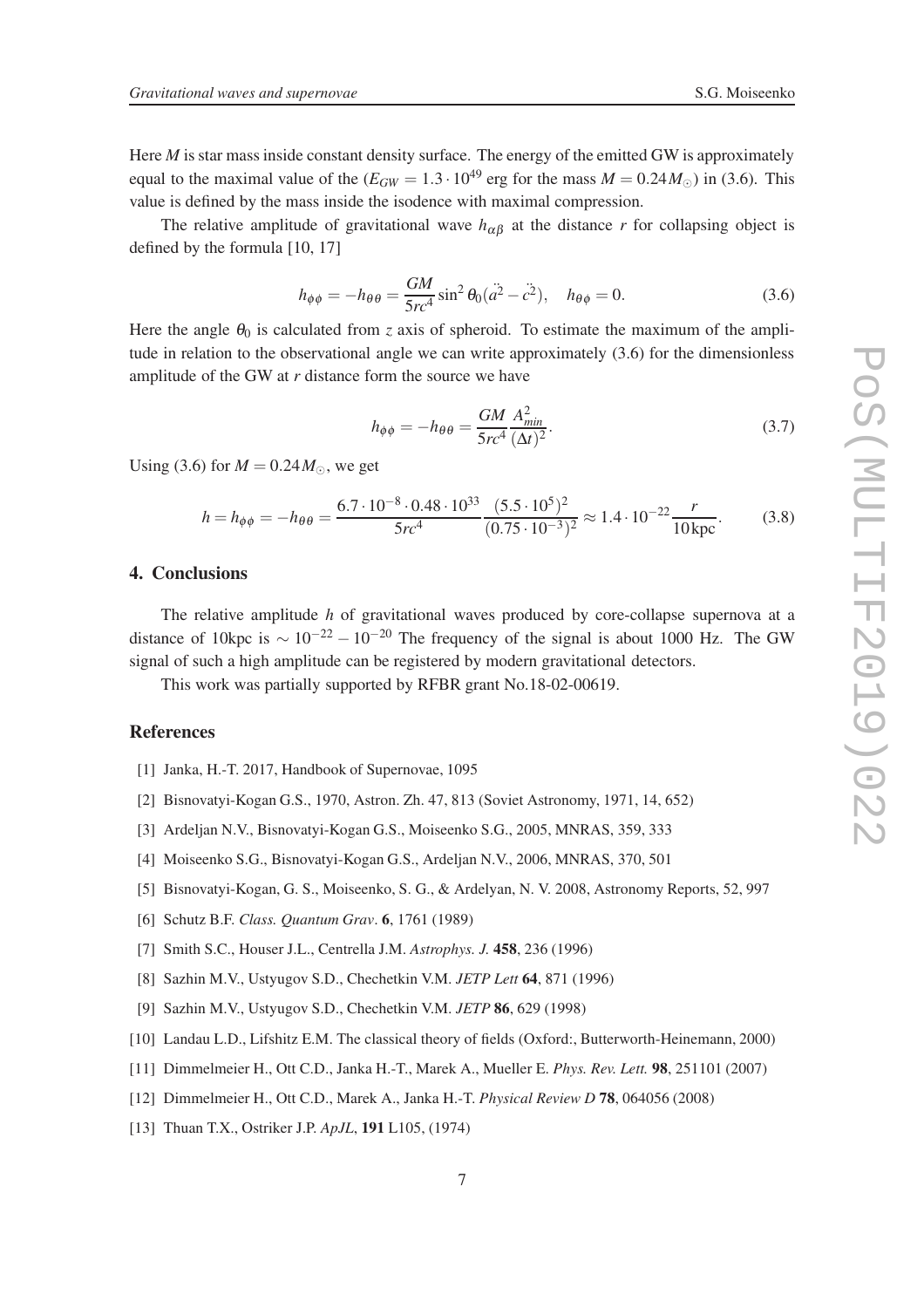Here $M$ is star mass inside constant density surface. The energy of the emitted GW is approximately equal to the maximal value of the ($E_{GW} = 1.3 \cdot 10^{49}$ erg for the mass $M = 0.24 M_{\odot}$) in (3.6). This value is defined by the mass inside the isodence with maximal compression.

The relative amplitude of gravitational wave $h_{\alpha\beta}$ at the distance $r$ for collapsing object is defined by the formula [10, 17]

$$h_{\phi\phi} = -h_{\theta\theta} = \frac{GM}{5rc^4} \sin^2 \theta_0 (\ddot{a^2} - \ddot{c^2}), \quad h_{\theta\phi} = 0. \tag{3.6}$$

Here the angle $\theta_0$ is calculated from $z$ axis of spheroid. To estimate the maximum of the amplitude in relation to the observational angle we can write approximately (3.6) for the dimensionless amplitude of the GW at $r$ distance form the source we have

$$h_{\phi\phi} = -h_{\theta\theta} = \frac{GM}{5rc^4} \frac{A_{min}^2}{(\Delta t)^2}. \tag{3.7}$$

Using (3.6) for $M = 0.24 M_{\odot}$, we get

$$h = h_{\phi\phi} = -h_{\theta\theta} = \frac{6.7 \cdot 10^{-8} \cdot 0.48 \cdot 10^{33}}{5rc^4} \frac{(5.5 \cdot 10^5)^2}{(0.75 \cdot 10^{-3})^2} \approx 1.4 \cdot 10^{-22} \frac{r}{10\,\text{kpc}}. \tag{3.8}$$

## 4. Conclusions

The relative amplitude $h$ of gravitational waves produced by core-collapse supernova at a distance of 10kpc is $\sim 10^{-22} - 10^{-20}$ The frequency of the signal is about 1000 Hz. The GW signal of such a high amplitude can be registered by modern gravitational detectors.

This work was partially supported by RFBR grant No.18-02-00619.

## References

[1] Janka, H.-T. 2017, Handbook of Supernovae, 1095

[2] Bisnovatyi-Kogan G.S., 1970, Astron. Zh. 47, 813 (Soviet Astronomy, 1971, 14, 652)

[3] Ardeljan N.V., Bisnovatyi-Kogan G.S., Moiseenko S.G., 2005, MNRAS, 359, 333

[4] Moiseenko S.G., Bisnovatyi-Kogan G.S., Ardeljan N.V., 2006, MNRAS, 370, 501

[5] Bisnovatyi-Kogan, G. S., Moiseenko, S. G., & Ardelyan, N. V. 2008, Astronomy Reports, 52, 997

[6] Schutz B.F. *Class. Quantum Grav*. **6**, 1761 (1989)

[7] Smith S.C., Houser J.L., Centrella J.M. *Astrophys. J.* **458**, 236 (1996)

[8] Sazhin M.V., Ustyugov S.D., Chechetkin V.M. *JETP Lett* **64**, 871 (1996)

[9] Sazhin M.V., Ustyugov S.D., Chechetkin V.M. *JETP* **86**, 629 (1998)

[10] Landau L.D., Lifshitz E.M. The classical theory of fields (Oxford:, Butterworth-Heinemann, 2000)

[11] Dimmelmeier H., Ott C.D., Janka H.-T., Marek A., Mueller E. *Phys. Rev. Lett.* **98**, 251101 (2007)

[12] Dimmelmeier H., Ott C.D., Marek A., Janka H.-T. *Physical Review D* **78**, 064056 (2008)

[13] Thuan T.X., Ostriker J.P. *ApJL*, **191** L105, (1974)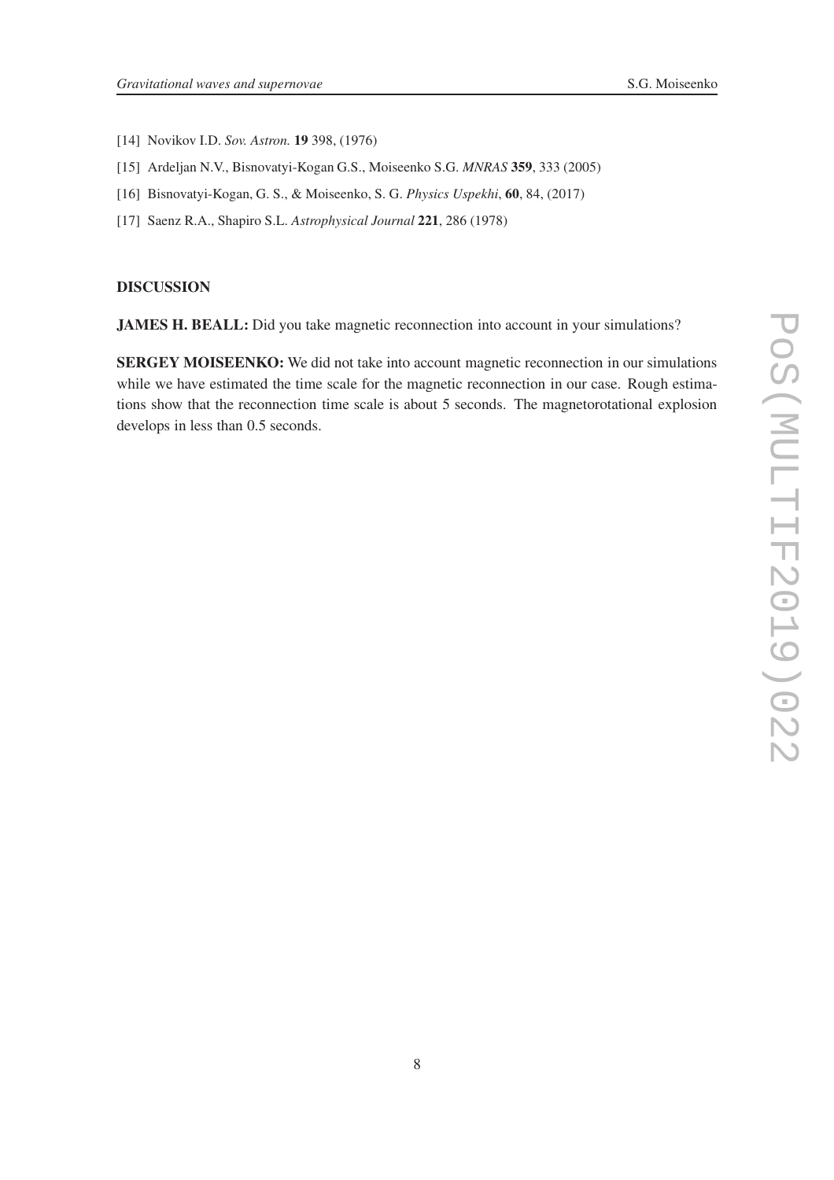[14] Novikov I.D. *Sov. Astron.* **19** 398, (1976)

[15] Ardeljan N.V., Bisnovatyi-Kogan G.S., Moiseenko S.G. *MNRAS* **359**, 333 (2005)

[16] Bisnovatyi-Kogan, G. S., & Moiseenko, S. G. *Physics Uspekhi*, **60**, 84, (2017)

[17] Saenz R.A., Shapiro S.L. *Astrophysical Journal* **221**, 286 (1978)

## DISCUSSION

**JAMES H. BEALL:** Did you take magnetic reconnection into account in your simulations?

**SERGEY MOISEENKO:** We did not take into account magnetic reconnection in our simulations while we have estimated the time scale for the magnetic reconnection in our case. Rough estimations show that the reconnection time scale is about 5 seconds. The magnetorotational explosion develops in less than 0.5 seconds.